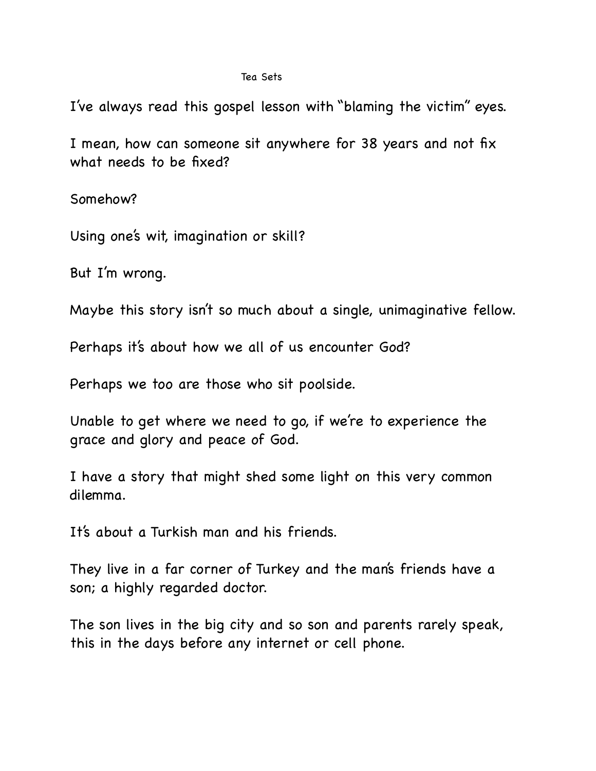# Tea Sets

I've always read this gospel lesson with "blaming the victim" eyes.

I mean, how can someone sit anywhere for 38 years and not fix what needs to be fixed?

Somehow?

Using one's wit, imagination or skill?

But I'm wrong.

Maybe this story isn't so much about a single, unimaginative fellow.

Perhaps it's about how we all of us encounter God?

Perhaps we too are those who sit poolside.

Unable to get where we need to go, if we're to experience the grace and glory and peace of God.

I have a story that might shed some light on this very common dilemma.

It's about a Turkish man and his friends.

They live in a far corner of Turkey and the man's friends have a son; a highly regarded doctor.

The son lives in the big city and so son and parents rarely speak, this in the days before any internet or cell phone.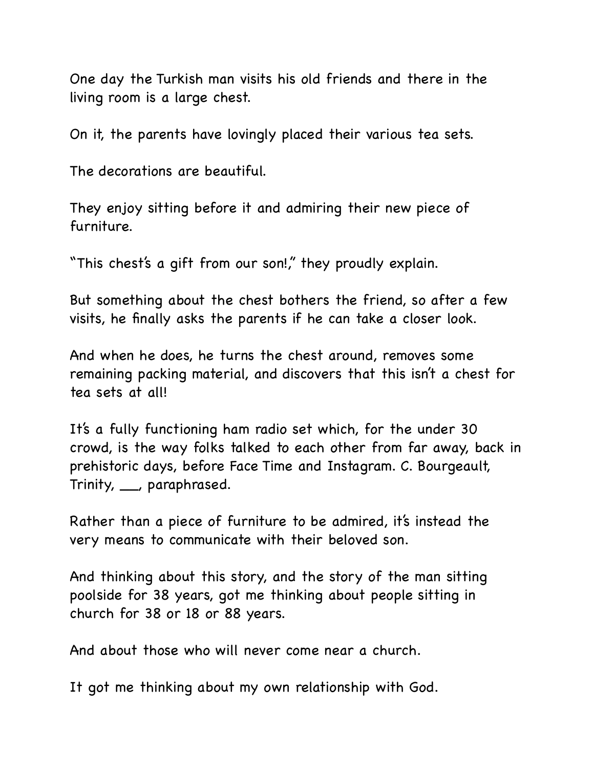One day the Turkish man visits his old friends and there in the living room is a large chest.

On it, the parents have lovingly placed their various tea sets.

The decorations are beautiful.

They enjoy sitting before it and admiring their new piece of furniture.

"This chest's a gift from our son!," they proudly explain.

But something about the chest bothers the friend, so after a few visits, he finally asks the parents if he can take a closer look.

And when he does, he turns the chest around, removes some remaining packing material, and discovers that this isn't a chest for tea sets at all!

It's a fully functioning ham radio set which, for the under 30 crowd, is the way folks talked to each other from far away, back in prehistoric days, before Face Time and Instagram. C. Bourgeault, Trinity, ___, paraphrased.

Rather than a piece of furniture to be admired, it's instead the very means to communicate with their beloved son.

And thinking about this story, and the story of the man sitting poolside for 38 years, got me thinking about people sitting in church for 38 or 18 or 88 years.

And about those who will never come near a church.

It got me thinking about my own relationship with God.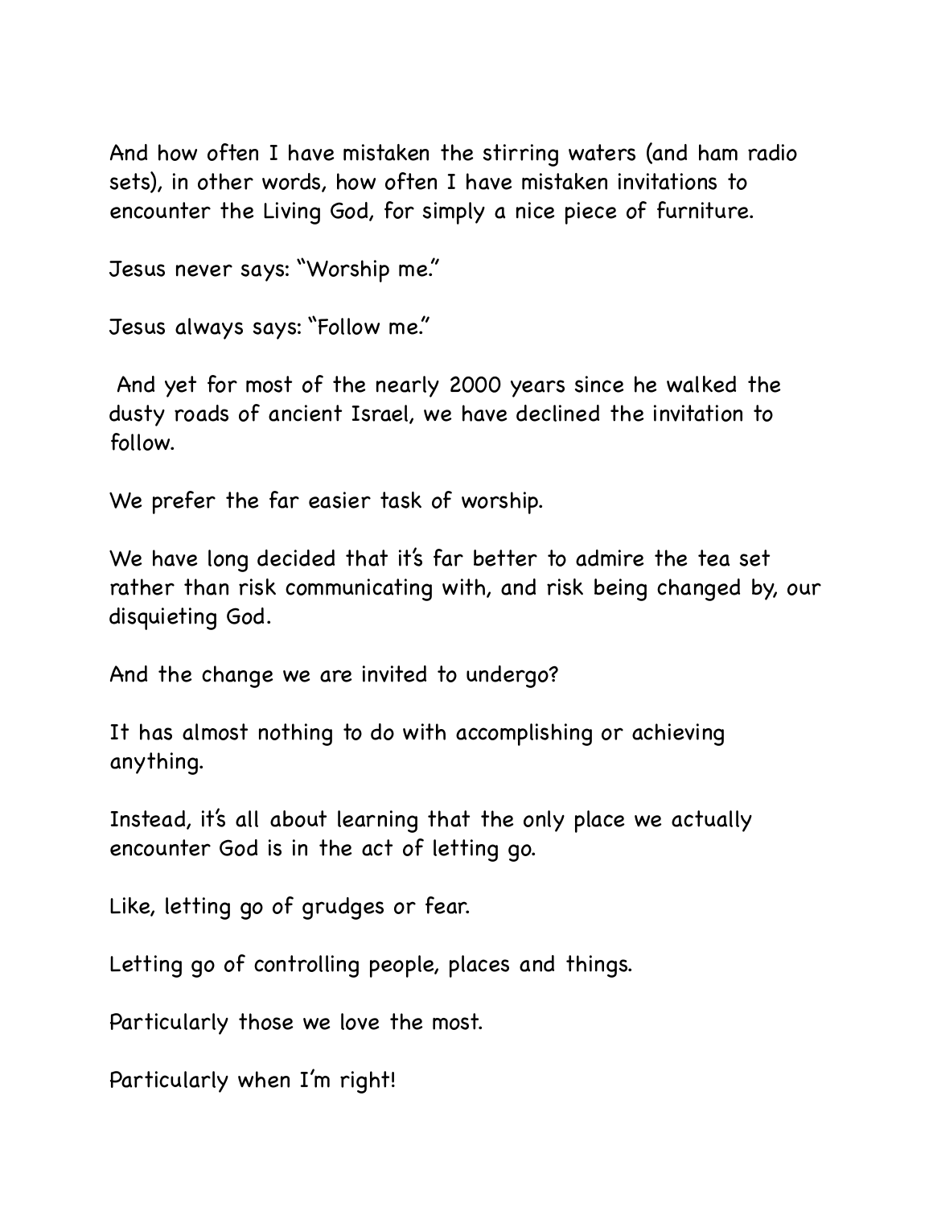And how often I have mistaken the stirring waters (and ham radio sets), in other words, how often I have mistaken invitations to encounter the Living God, for simply a nice piece of furniture.

Jesus never says: "Worship me."

Jesus always says: "Follow me."

And yet for most of the nearly 2000 years since he walked the dusty roads of ancient Israel, we have declined the invitation to follow.

We prefer the far easier task of worship.

We have long decided that it's far better to admire the tea set rather than risk communicating with, and risk being changed by, our disquieting God.

And the change we are invited to undergo?

It has almost nothing to do with accomplishing or achieving anything.

Instead, it's all about learning that the only place we actually encounter God is in the act of letting go.

Like, letting go of grudges or fear.

Letting go of controlling people, places and things.

Particularly those we love the most.

Particularly when I'm right!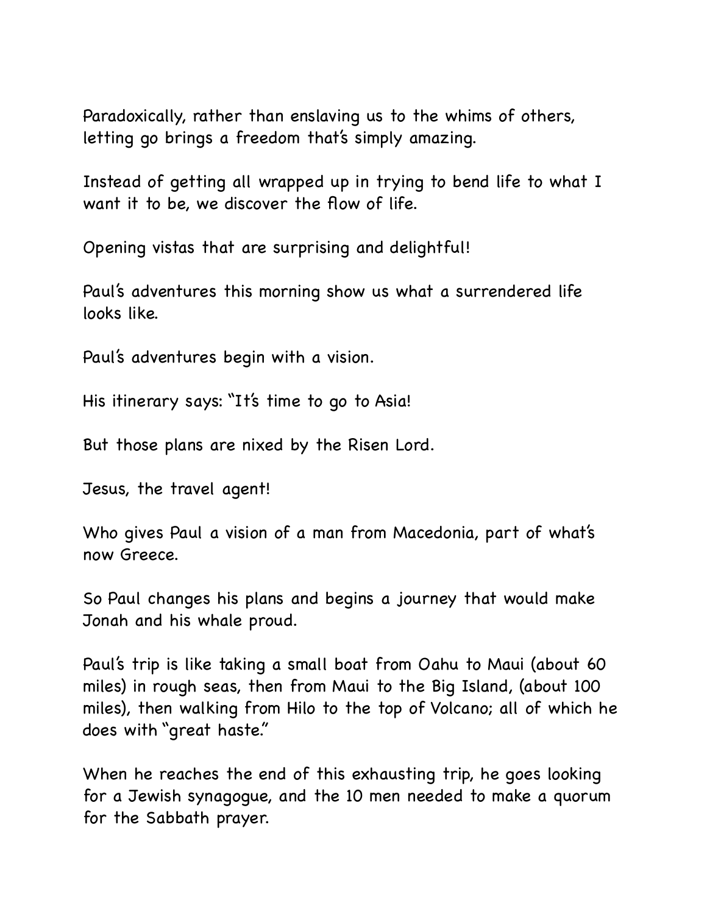Paradoxically, rather than enslaving us to the whims of others, letting go brings a freedom that's simply amazing.

Instead of getting all wrapped up in trying to bend life to what I want it to be, we discover the flow of life.

Opening vistas that are surprising and delightful!

Paul's adventures this morning show us what a surrendered life looks like.

Paul's adventures begin with a vision.

His itinerary says: "It's time to go to Asia!

But those plans are nixed by the Risen Lord.

Jesus, the travel agent!

Who gives Paul a vision of a man from Macedonia, part of what's now Greece.

So Paul changes his plans and begins a journey that would make Jonah and his whale proud.

Paul's trip is like taking a small boat from Oahu to Maui (about 60 miles) in rough seas, then from Maui to the Big Island, (about 100 miles), then walking from Hilo to the top of Volcano; all of which he does with "great haste."

When he reaches the end of this exhausting trip, he goes looking for a Jewish synagogue, and the 10 men needed to make a quorum for the Sabbath prayer.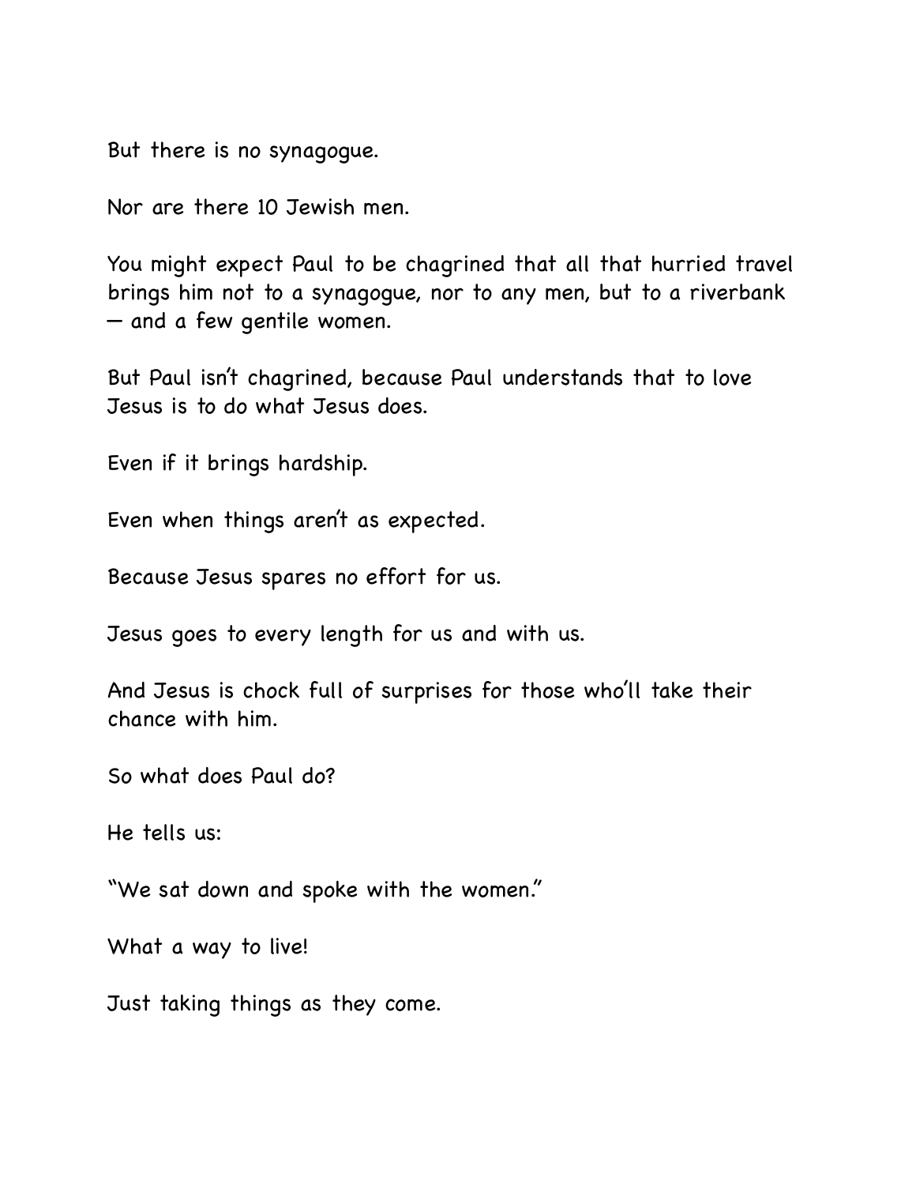But there is no synagogue.

Nor are there 10 Jewish men.

You might expect Paul to be chagrined that all that hurried travel brings him not to a synagogue, nor to any men, but to a riverbank — and a few gentile women.

But Paul isn't chagrined, because Paul understands that to love Jesus is to do what Jesus does.

Even if it brings hardship.

Even when things aren't as expected.

Because Jesus spares no effort for us.

Jesus goes to every length for us and with us.

And Jesus is chock full of surprises for those who'll take their chance with him.

So what does Paul do?

He tells us:

"We sat down and spoke with the women."

What a way to live!

Just taking things as they come.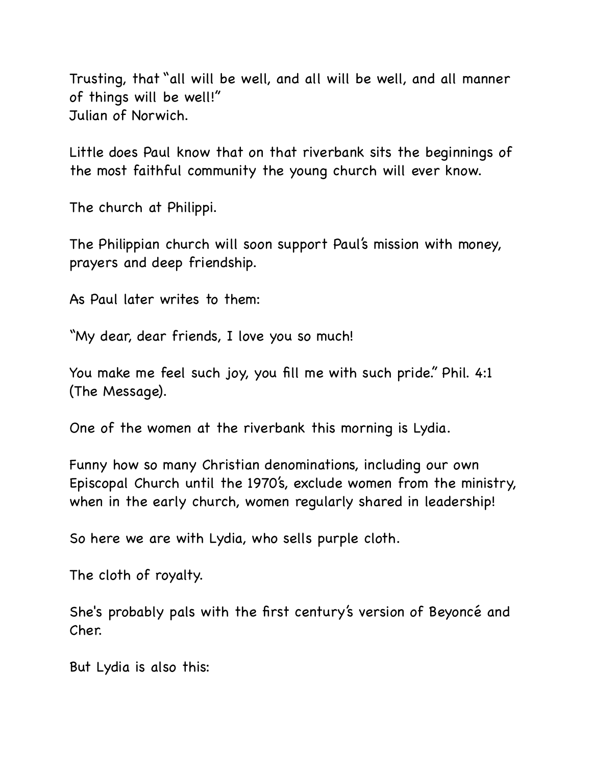Trusting, that "all will be well, and all will be well, and all manner of things will be well!"
Julian of Norwich.

Little does Paul know that on that riverbank sits the beginnings of the most faithful community the young church will ever know.

The church at Philippi.

The Philippian church will soon support Paul's mission with money, prayers and deep friendship.

As Paul later writes to them:

"My dear, dear friends, I love you so much!

You make me feel such joy, you fill me with such pride." Phil. 4:1 (The Message).

One of the women at the riverbank this morning is Lydia.

Funny how so many Christian denominations, including our own Episcopal Church until the 1970's, exclude women from the ministry, when in the early church, women regularly shared in leadership!

So here we are with Lydia, who sells purple cloth.

The cloth of royalty.

She's probably pals with the first century's version of Beyoncé and Cher.

But Lydia is also this: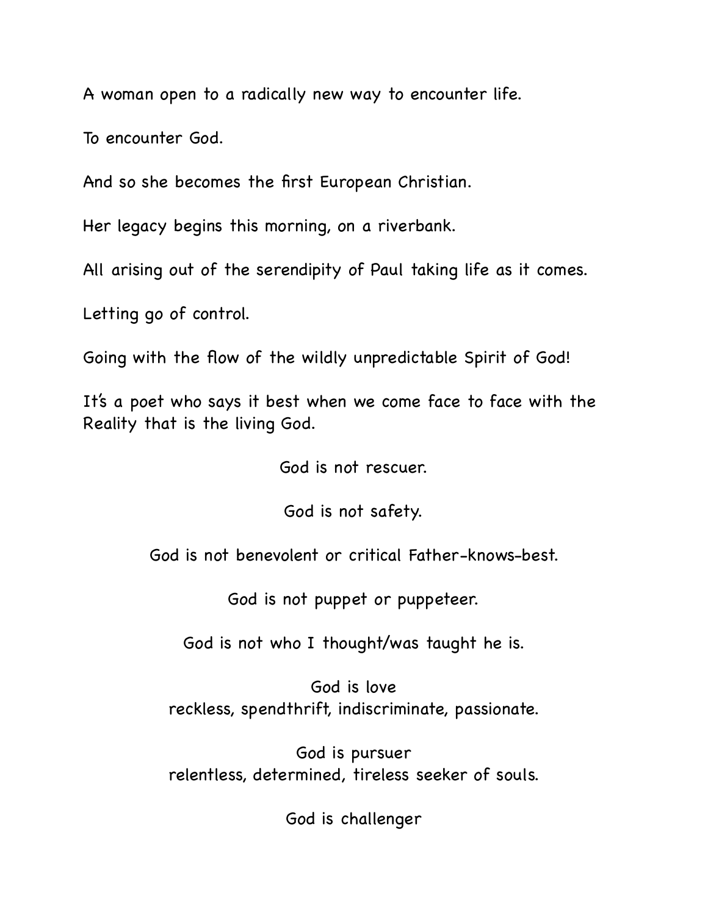A woman open to a radically new way to encounter life.

To encounter God.

And so she becomes the first European Christian.

Her legacy begins this morning, on a riverbank.

All arising out of the serendipity of Paul taking life as it comes.

Letting go of control.

Going with the flow of the wildly unpredictable Spirit of God!

It's a poet who says it best when we come face to face with the Reality that is the living God.

God is not rescuer.

God is not safety.

God is not benevolent or critical Father-knows-best.

God is not puppet or puppeteer.

God is not who I thought/was taught he is.

God is love  
reckless, spendthrift, indiscriminate, passionate.

God is pursuer  
relentless, determined, tireless seeker of souls.

God is challenger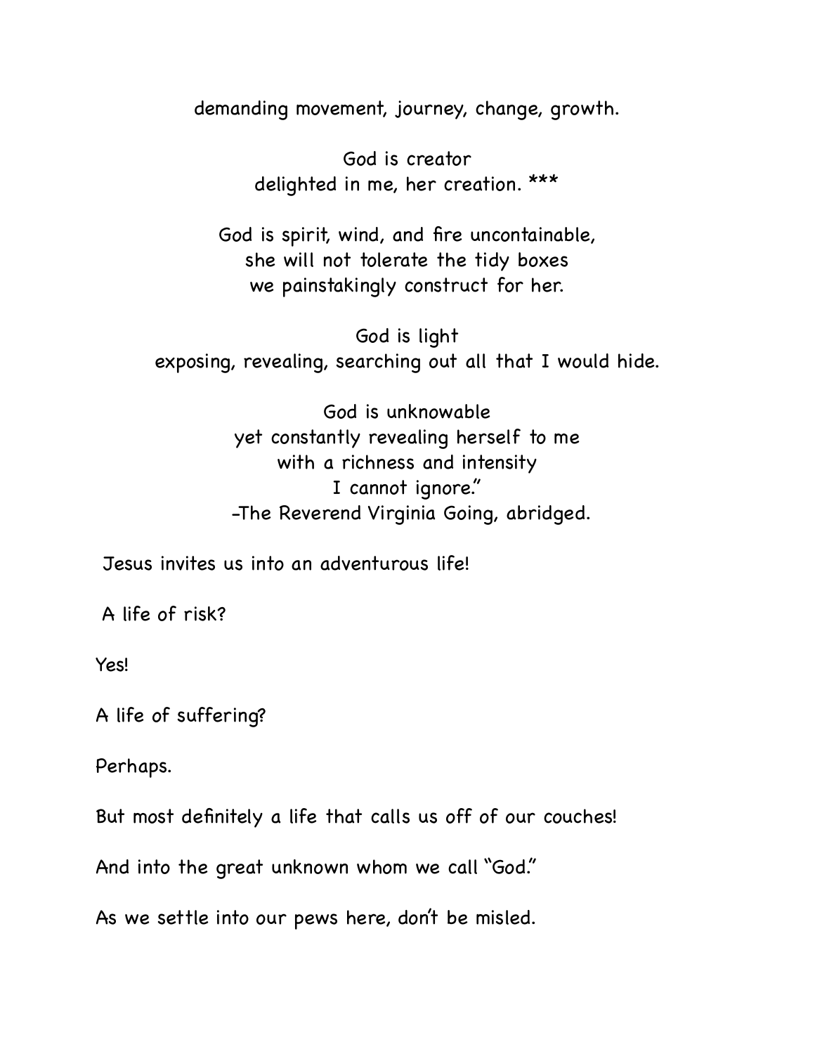demanding movement, journey, change, growth.

God is creator
delighted in me, her creation. ***

God is spirit, wind, and fire uncontainable,
she will not tolerate the tidy boxes
we painstakingly construct for her.

God is light
exposing, revealing, searching out all that I would hide.

God is unknowable
yet constantly revealing herself to me
with a richness and intensity
I cannot ignore."
-The Reverend Virginia Going, abridged.

Jesus invites us into an adventurous life!

A life of risk?

Yes!

A life of suffering?

Perhaps.

But most definitely a life that calls us off of our couches!

And into the great unknown whom we call "God."

As we settle into our pews here, don't be misled.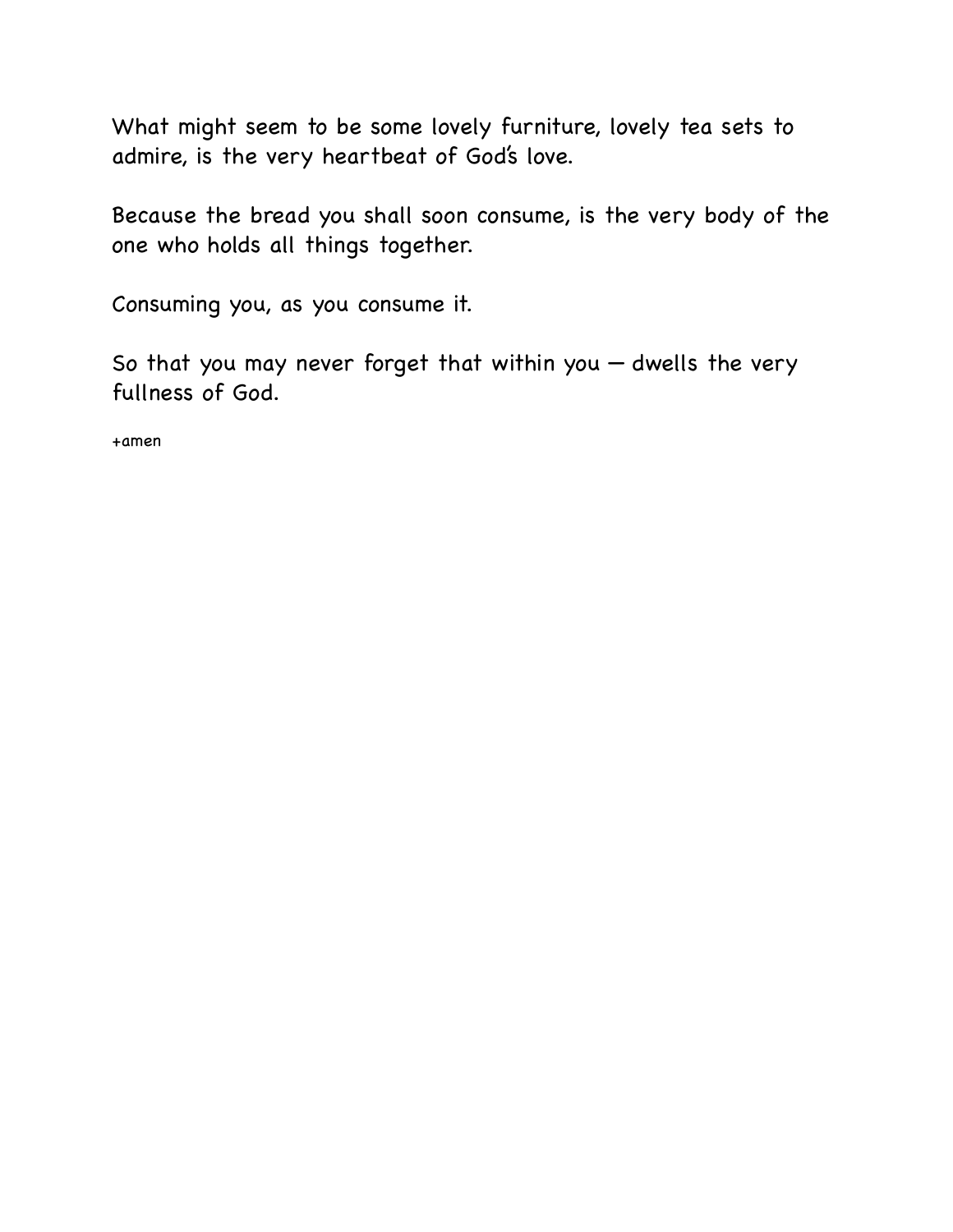What might seem to be some lovely furniture, lovely tea sets to admire, is the very heartbeat of God's love.

Because the bread you shall soon consume, is the very body of the one who holds all things together.

Consuming you, as you consume it.

So that you may never forget that within you — dwells the very fullness of God.

+amen